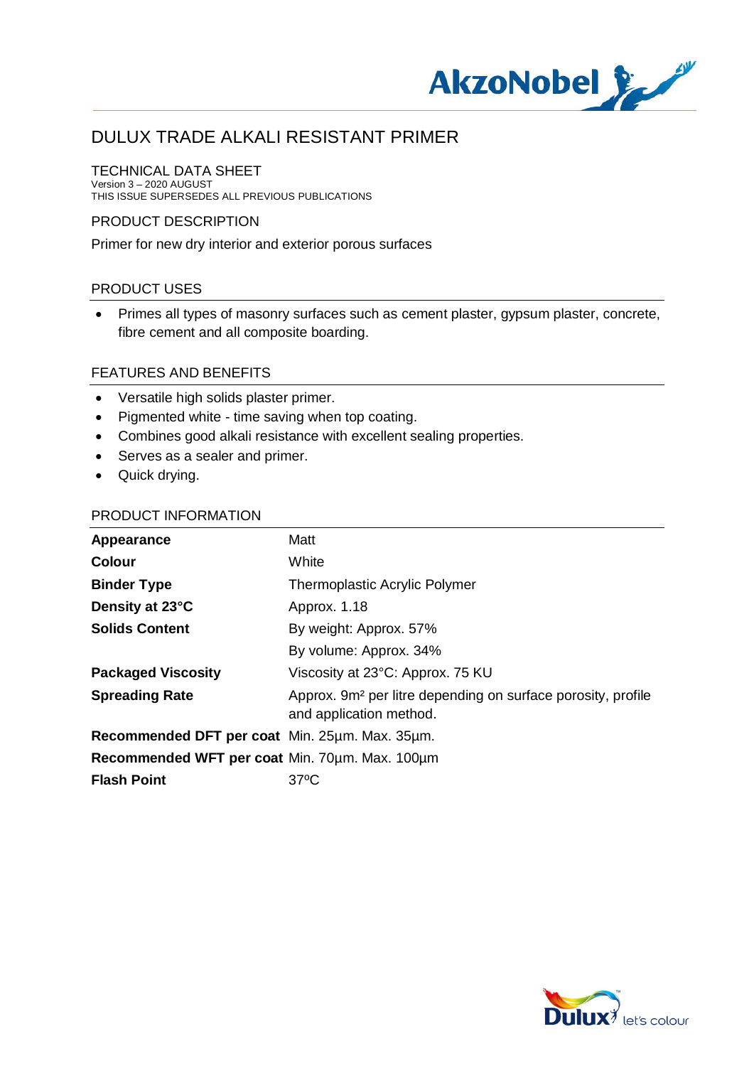# DULUX TRADE ALKALI RESISTANT PRIMER

## TECHNICAL DATA SHEET

Version 3 – 2020 AUGUST
THIS ISSUE SUPERSEDES ALL PREVIOUS PUBLICATIONS

## PRODUCT DESCRIPTION

Primer for new dry interior and exterior porous surfaces

## PRODUCT USES

- Primes all types of masonry surfaces such as cement plaster, gypsum plaster, concrete, fibre cement and all composite boarding.

## FEATURES AND BENEFITS

- Versatile high solids plaster primer.
- Pigmented white - time saving when top coating.
- Combines good alkali resistance with excellent sealing properties.
- Serves as a sealer and primer.
- Quick drying.

## PRODUCT INFORMATION

| | |
|---|---|
| **Appearance** | Matt |
| **Colour** | White |
| **Binder Type** | Thermoplastic Acrylic Polymer |
| **Density at 23°C** | Approx. 1.18 |
| **Solids Content** | By weight: Approx. 57% |
| | By volume: Approx. 34% |
| **Packaged Viscosity** | Viscosity at 23°C: Approx. 75 KU |
| **Spreading Rate** | Approx. 9m² per litre depending on surface porosity, profile and application method. |
| **Recommended DFT per coat** | Min. 25µm. Max. 35µm. |
| **Recommended WFT per coat** | Min. 70µm. Max. 100µm |
| **Flash Point** | 37ºC |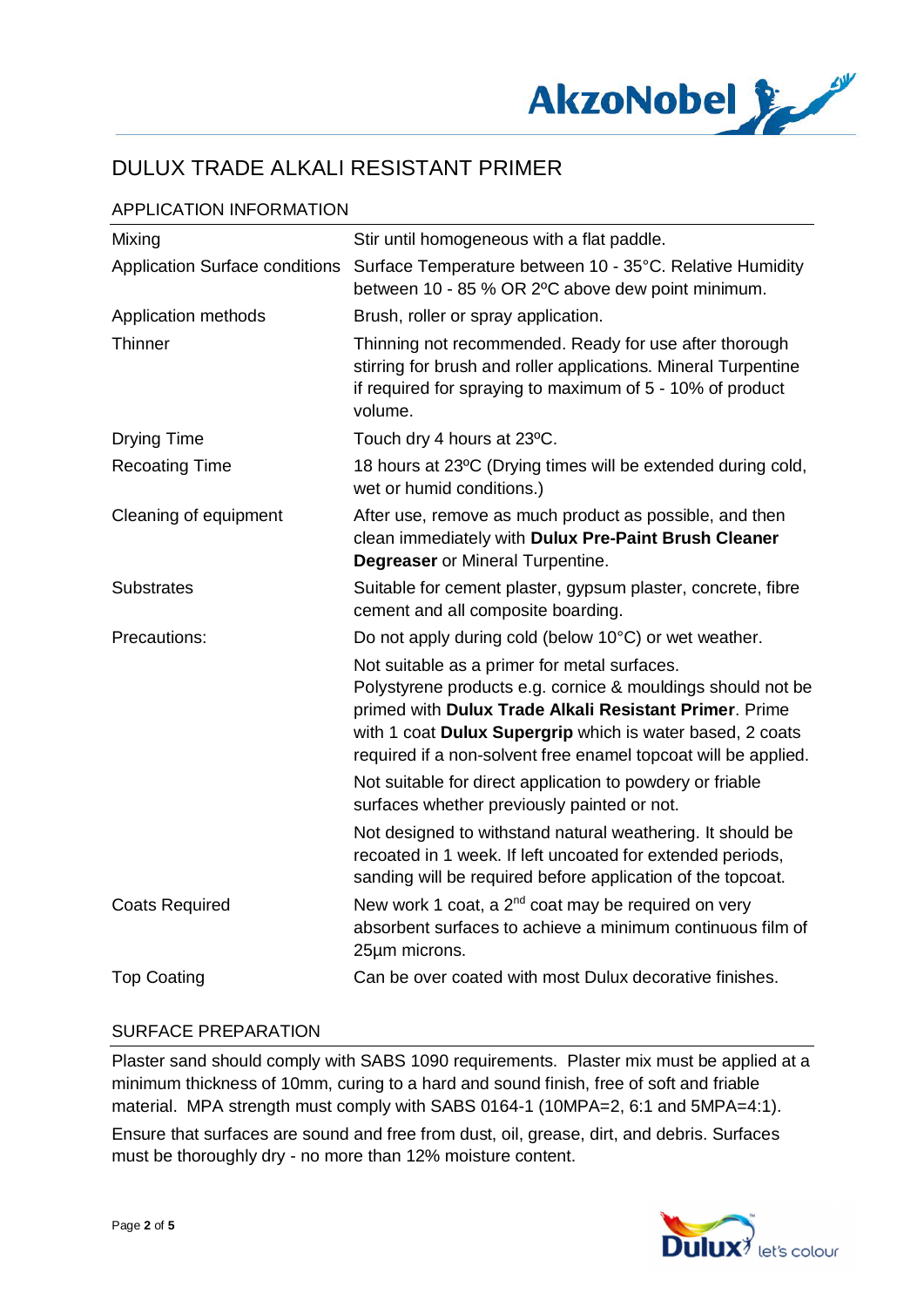# DULUX TRADE ALKALI RESISTANT PRIMER

## APPLICATION INFORMATION

| | |
|---|---|
| Mixing | Stir until homogeneous with a flat paddle. |
| Application Surface conditions | Surface Temperature between 10 - 35°C. Relative Humidity between 10 - 85 % OR 2ºC above dew point minimum. |
| Application methods | Brush, roller or spray application. |
| Thinner | Thinning not recommended. Ready for use after thorough stirring for brush and roller applications. Mineral Turpentine if required for spraying to maximum of 5 - 10% of product volume. |
| Drying Time | Touch dry 4 hours at 23ºC. |
| Recoating Time | 18 hours at 23ºC (Drying times will be extended during cold, wet or humid conditions.) |
| Cleaning of equipment | After use, remove as much product as possible, and then clean immediately with **Dulux Pre-Paint Brush Cleaner Degreaser** or Mineral Turpentine. |
| Substrates | Suitable for cement plaster, gypsum plaster, concrete, fibre cement and all composite boarding. |
| Precautions: | Do not apply during cold (below 10°C) or wet weather. |
| | Not suitable as a primer for metal surfaces. Polystyrene products e.g. cornice & mouldings should not be primed with **Dulux Trade Alkali Resistant Primer**. Prime with 1 coat **Dulux Supergrip** which is water based, 2 coats required if a non-solvent free enamel topcoat will be applied. |
| | Not suitable for direct application to powdery or friable surfaces whether previously painted or not. |
| | Not designed to withstand natural weathering. It should be recoated in 1 week. If left uncoated for extended periods, sanding will be required before application of the topcoat. |
| Coats Required | New work 1 coat, a 2nd coat may be required on very absorbent surfaces to achieve a minimum continuous film of 25µm microns. |
| Top Coating | Can be over coated with most Dulux decorative finishes. |

## SURFACE PREPARATION

Plaster sand should comply with SABS 1090 requirements. Plaster mix must be applied at a minimum thickness of 10mm, curing to a hard and sound finish, free of soft and friable material. MPA strength must comply with SABS 0164-1 (10MPA=2, 6:1 and 5MPA=4:1).

Ensure that surfaces are sound and free from dust, oil, grease, dirt, and debris. Surfaces must be thoroughly dry - no more than 12% moisture content.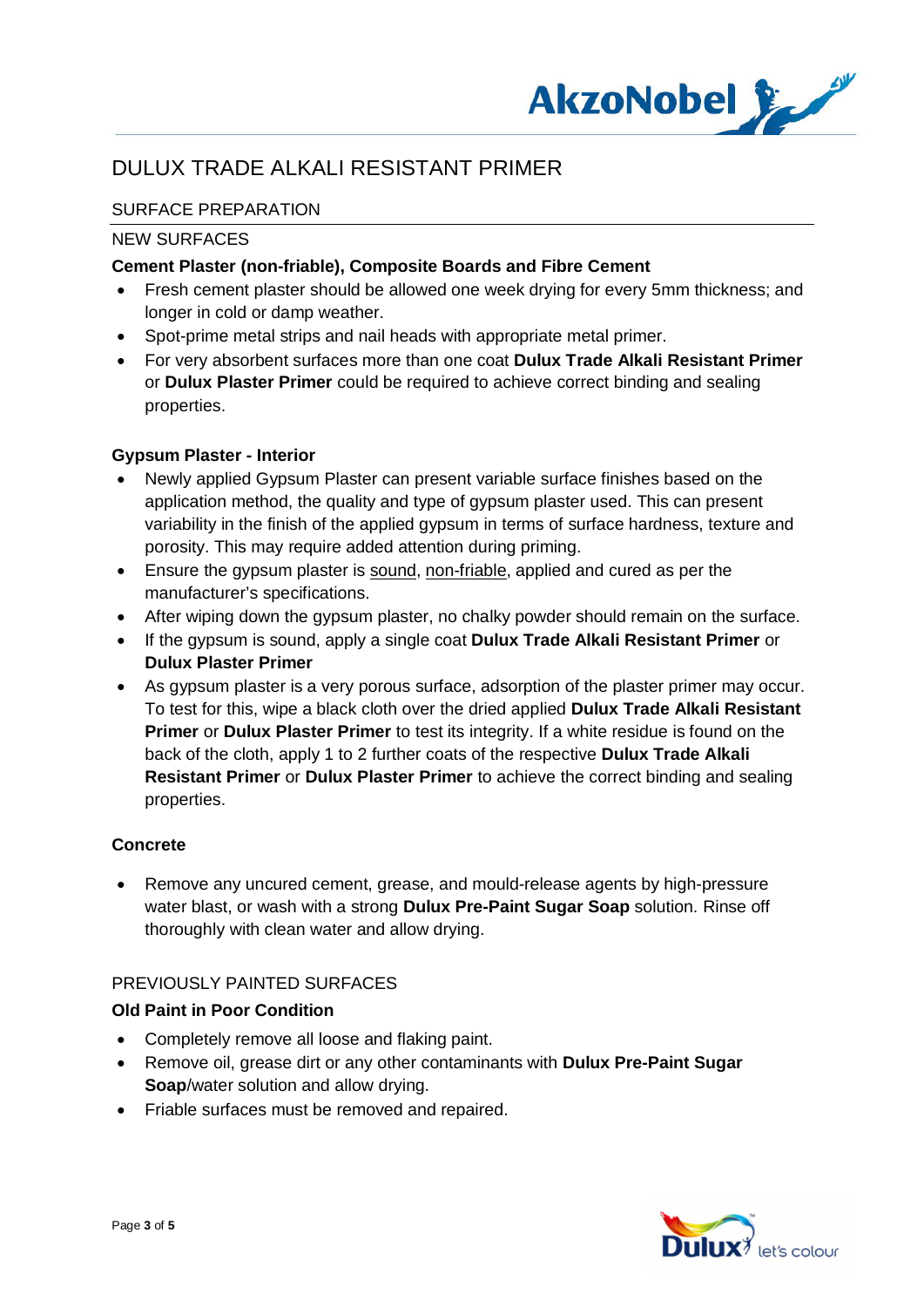# DULUX TRADE ALKALI RESISTANT PRIMER

## SURFACE PREPARATION

### NEW SURFACES

**Cement Plaster (non-friable), Composite Boards and Fibre Cement**

- Fresh cement plaster should be allowed one week drying for every 5mm thickness; and longer in cold or damp weather.
- Spot-prime metal strips and nail heads with appropriate metal primer.
- For very absorbent surfaces more than one coat **Dulux Trade Alkali Resistant Primer** or **Dulux Plaster Primer** could be required to achieve correct binding and sealing properties.

**Gypsum Plaster - Interior**

- Newly applied Gypsum Plaster can present variable surface finishes based on the application method, the quality and type of gypsum plaster used. This can present variability in the finish of the applied gypsum in terms of surface hardness, texture and porosity. This may require added attention during priming.
- Ensure the gypsum plaster is sound, non-friable, applied and cured as per the manufacturer's specifications.
- After wiping down the gypsum plaster, no chalky powder should remain on the surface.
- If the gypsum is sound, apply a single coat **Dulux Trade Alkali Resistant Primer** or **Dulux Plaster Primer**
- As gypsum plaster is a very porous surface, adsorption of the plaster primer may occur. To test for this, wipe a black cloth over the dried applied **Dulux Trade Alkali Resistant Primer** or **Dulux Plaster Primer** to test its integrity. If a white residue is found on the back of the cloth, apply 1 to 2 further coats of the respective **Dulux Trade Alkali Resistant Primer** or **Dulux Plaster Primer** to achieve the correct binding and sealing properties.

**Concrete**

- Remove any uncured cement, grease, and mould-release agents by high-pressure water blast, or wash with a strong **Dulux Pre-Paint Sugar Soap** solution. Rinse off thoroughly with clean water and allow drying.

### PREVIOUSLY PAINTED SURFACES

**Old Paint in Poor Condition**

- Completely remove all loose and flaking paint.
- Remove oil, grease dirt or any other contaminants with **Dulux Pre-Paint Sugar Soap**/water solution and allow drying.
- Friable surfaces must be removed and repaired.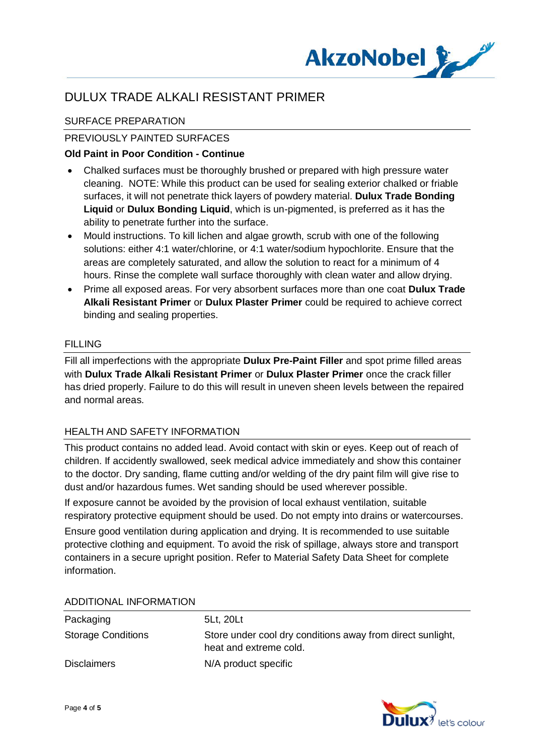# DULUX TRADE ALKALI RESISTANT PRIMER

## SURFACE PREPARATION

### PREVIOUSLY PAINTED SURFACES

**Old Paint in Poor Condition - Continue**

- Chalked surfaces must be thoroughly brushed or prepared with high pressure water cleaning. NOTE: While this product can be used for sealing exterior chalked or friable surfaces, it will not penetrate thick layers of powdery material. **Dulux Trade Bonding Liquid** or **Dulux Bonding Liquid**, which is un-pigmented, is preferred as it has the ability to penetrate further into the surface.
- Mould instructions. To kill lichen and algae growth, scrub with one of the following solutions: either 4:1 water/chlorine, or 4:1 water/sodium hypochlorite. Ensure that the areas are completely saturated, and allow the solution to react for a minimum of 4 hours. Rinse the complete wall surface thoroughly with clean water and allow drying.
- Prime all exposed areas. For very absorbent surfaces more than one coat **Dulux Trade Alkali Resistant Primer** or **Dulux Plaster Primer** could be required to achieve correct binding and sealing properties.

## FILLING

Fill all imperfections with the appropriate **Dulux Pre-Paint Filler** and spot prime filled areas with **Dulux Trade Alkali Resistant Primer** or **Dulux Plaster Primer** once the crack filler has dried properly. Failure to do this will result in uneven sheen levels between the repaired and normal areas.

## HEALTH AND SAFETY INFORMATION

This product contains no added lead. Avoid contact with skin or eyes. Keep out of reach of children. If accidently swallowed, seek medical advice immediately and show this container to the doctor. Dry sanding, flame cutting and/or welding of the dry paint film will give rise to dust and/or hazardous fumes. Wet sanding should be used wherever possible.

If exposure cannot be avoided by the provision of local exhaust ventilation, suitable respiratory protective equipment should be used. Do not empty into drains or watercourses.

Ensure good ventilation during application and drying. It is recommended to use suitable protective clothing and equipment. To avoid the risk of spillage, always store and transport containers in a secure upright position. Refer to Material Safety Data Sheet for complete information.

## ADDITIONAL INFORMATION

| | |
|---|---|
| Packaging | 5Lt, 20Lt |
| Storage Conditions | Store under cool dry conditions away from direct sunlight, heat and extreme cold. |
| Disclaimers | N/A product specific |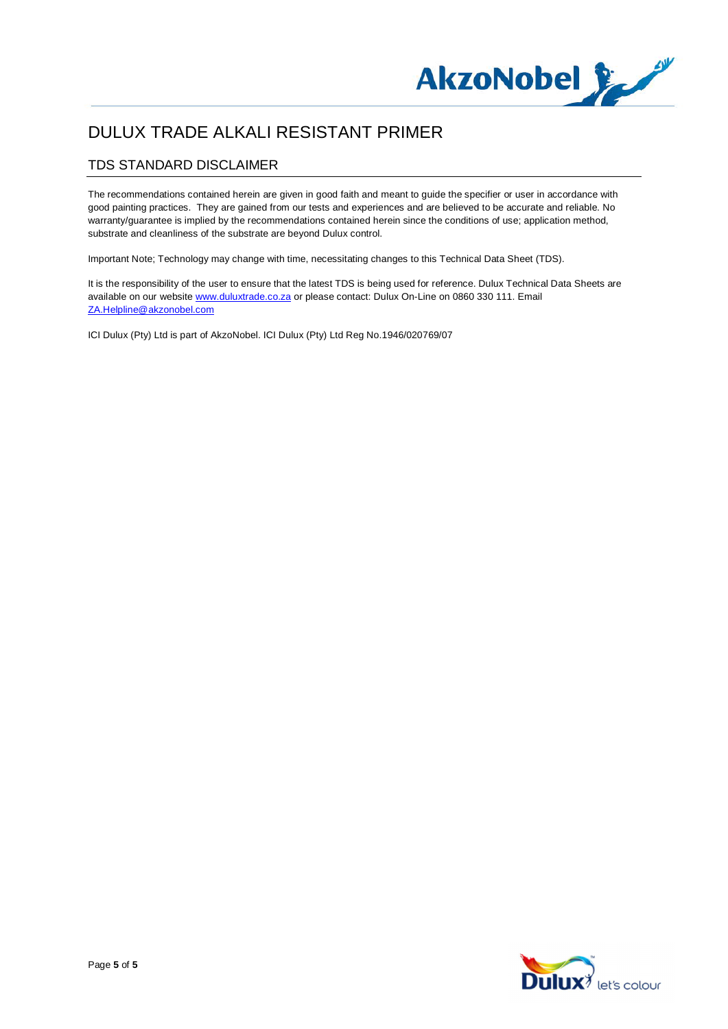# DULUX TRADE ALKALI RESISTANT PRIMER

## TDS STANDARD DISCLAIMER

The recommendations contained herein are given in good faith and meant to guide the specifier or user in accordance with good painting practices. They are gained from our tests and experiences and are believed to be accurate and reliable. No warranty/guarantee is implied by the recommendations contained herein since the conditions of use; application method, substrate and cleanliness of the substrate are beyond Dulux control.

Important Note; Technology may change with time, necessitating changes to this Technical Data Sheet (TDS).

It is the responsibility of the user to ensure that the latest TDS is being used for reference. Dulux Technical Data Sheets are available on our website www.duluxtrade.co.za or please contact: Dulux On-Line on 0860 330 111. Email ZA.Helpline@akzonobel.com

ICI Dulux (Pty) Ltd is part of AkzoNobel. ICI Dulux (Pty) Ltd Reg No.1946/020769/07